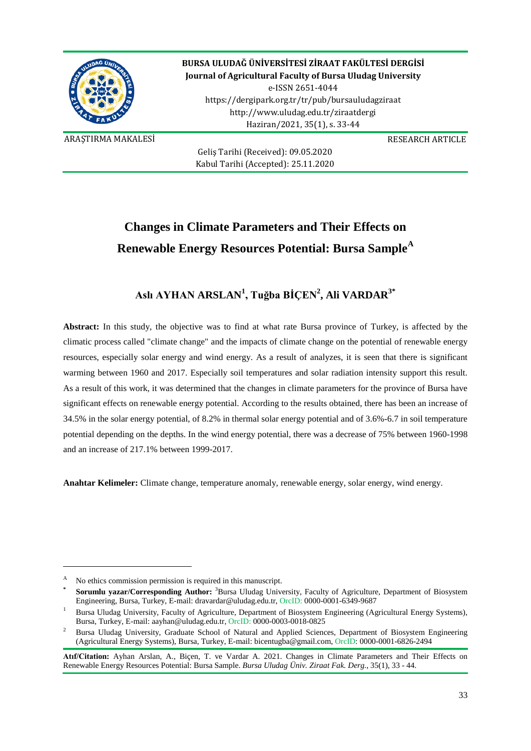BURSA ULUDAĞ ÜNİVERSİTESİ ZİRAAT FAKÜLTESİ DERGİSİ
Journal of Agricultural Faculty of Bursa Uludag University
e-ISSN 2651-4044
https://dergipark.org.tr/tr/pub/bursauludagziraat
http://www.uludag.edu.tr/ziraatdergi
Haziran/2021, 35(1), s. 33-44

ARAŞTIRMA MAKALESİ | RESEARCH ARTICLE

Geliş Tarihi (Received): 09.05.2020
Kabul Tarihi (Accepted): 25.11.2020

# Changes in Climate Parameters and Their Effects on Renewable Energy Resources Potential: Bursa Sample[A]

**Aslı AYHAN ARSLAN[1], Tuğba BİÇEN[2], Ali VARDAR[3*]**

**Abstract:** In this study, the objective was to find at what rate Bursa province of Turkey, is affected by the climatic process called "climate change" and the impacts of climate change on the potential of renewable energy resources, especially solar energy and wind energy. As a result of analyzes, it is seen that there is significant warming between 1960 and 2017. Especially soil temperatures and solar radiation intensity support this result. As a result of this work, it was determined that the changes in climate parameters for the province of Bursa have significant effects on renewable energy potential. According to the results obtained, there has been an increase of 34.5% in the solar energy potential, of 8.2% in thermal solar energy potential and of 3.6%-6.7 in soil temperature potential depending on the depths. In the wind energy potential, there was a decrease of 75% between 1960-1998 and an increase of 217.1% between 1999-2017.

**Anahtar Kelimeler:** Climate change, temperature anomaly, renewable energy, solar energy, wind energy.

---

[A] No ethics commission permission is required in this manuscript.

[*] **Sorumlu yazar/Corresponding Author:** [3]Bursa Uludag University, Faculty of Agriculture, Department of Biosystem Engineering, Bursa, Turkey, E-mail: dravardar@uludag.edu.tr, OrcID: 0000-0001-6349-9687

[1] Bursa Uludag University, Faculty of Agriculture, Department of Biosystem Engineering (Agricultural Energy Systems), Bursa, Turkey, E-mail: aayhan@uludag.edu.tr, OrcID: 0000-0003-0018-0825

[2] Bursa Uludag University, Graduate School of Natural and Applied Sciences, Department of Biosystem Engineering (Agricultural Energy Systems), Bursa, Turkey, E-mail: bicentugba@gmail.com, OrcID: 0000-0001-6826-2494

**Atıf/Citation:** Ayhan Arslan, A., Biçen, T. ve Vardar A. 2021. Changes in Climate Parameters and Their Effects on Renewable Energy Resources Potential: Bursa Sample. *Bursa Uludag Üniv. Ziraat Fak. Derg.*, 35(1), 33 - 44.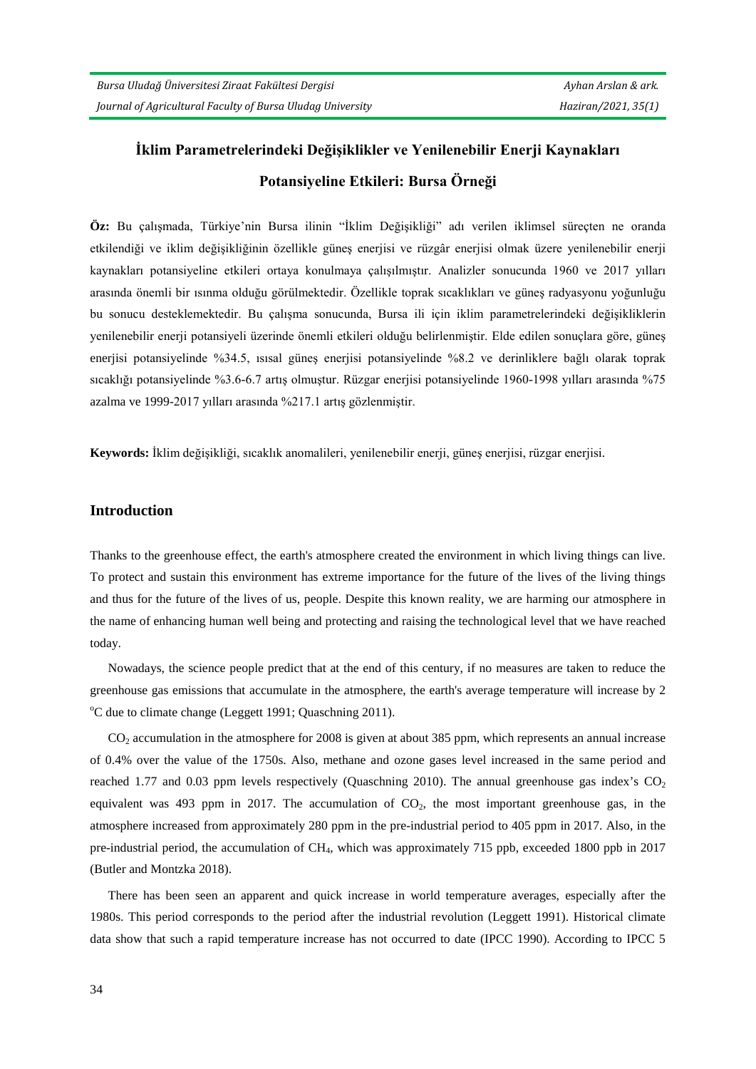# İklim Parametrelerindeki Değişiklikler ve Yenilenebilir Enerji Kaynakları Potansiyeline Etkileri: Bursa Örneği

**Öz:** Bu çalışmada, Türkiye'nin Bursa ilinin "İklim Değişikliği" adı verilen iklimsel süreçten ne oranda etkilendiği ve iklim değişikliğinin özellikle güneş enerjisi ve rüzgâr enerjisi olmak üzere yenilenebilir enerji kaynakları potansiyeline etkileri ortaya konulmaya çalışılmıştır. Analizler sonucunda 1960 ve 2017 yılları arasında önemli bir ısınma olduğu görülmektedir. Özellikle toprak sıcaklıkları ve güneş radyasyonu yoğunluğu bu sonucu desteklemektedir. Bu çalışma sonucunda, Bursa ili için iklim parametrelerindeki değişikliklerin yenilenebilir enerji potansiyeli üzerinde önemli etkileri olduğu belirlenmiştir. Elde edilen sonuçlara göre, güneş enerjisi potansiyelinde %34.5, ısısal güneş enerjisi potansiyelinde %8.2 ve derinliklere bağlı olarak toprak sıcaklığı potansiyelinde %3.6-6.7 artış olmuştur. Rüzgar enerjisi potansiyelinde 1960-1998 yılları arasında %75 azalma ve 1999-2017 yılları arasında %217.1 artış gözlenmiştir.

**Keywords:** İklim değişikliği, sıcaklık anomalileri, yenilenebilir enerji, güneş enerjisi, rüzgar enerjisi.

## Introduction

Thanks to the greenhouse effect, the earth's atmosphere created the environment in which living things can live. To protect and sustain this environment has extreme importance for the future of the lives of the living things and thus for the future of the lives of us, people. Despite this known reality, we are harming our atmosphere in the name of enhancing human well being and protecting and raising the technological level that we have reached today.

Nowadays, the science people predict that at the end of this century, if no measures are taken to reduce the greenhouse gas emissions that accumulate in the atmosphere, the earth's average temperature will increase by 2 $^{o}$C due to climate change (Leggett 1991; Quaschning 2011).

$CO_2$ accumulation in the atmosphere for 2008 is given at about 385 ppm, which represents an annual increase of 0.4% over the value of the 1750s. Also, methane and ozone gases level increased in the same period and reached 1.77 and 0.03 ppm levels respectively (Quaschning 2010). The annual greenhouse gas index's $CO_2$ equivalent was 493 ppm in 2017. The accumulation of $CO_2$, the most important greenhouse gas, in the atmosphere increased from approximately 280 ppm in the pre-industrial period to 405 ppm in 2017. Also, in the pre-industrial period, the accumulation of $CH_4$, which was approximately 715 ppb, exceeded 1800 ppb in 2017 (Butler and Montzka 2018).

There has been seen an apparent and quick increase in world temperature averages, especially after the 1980s. This period corresponds to the period after the industrial revolution (Leggett 1991). Historical climate data show that such a rapid temperature increase has not occurred to date (IPCC 1990). According to IPCC 5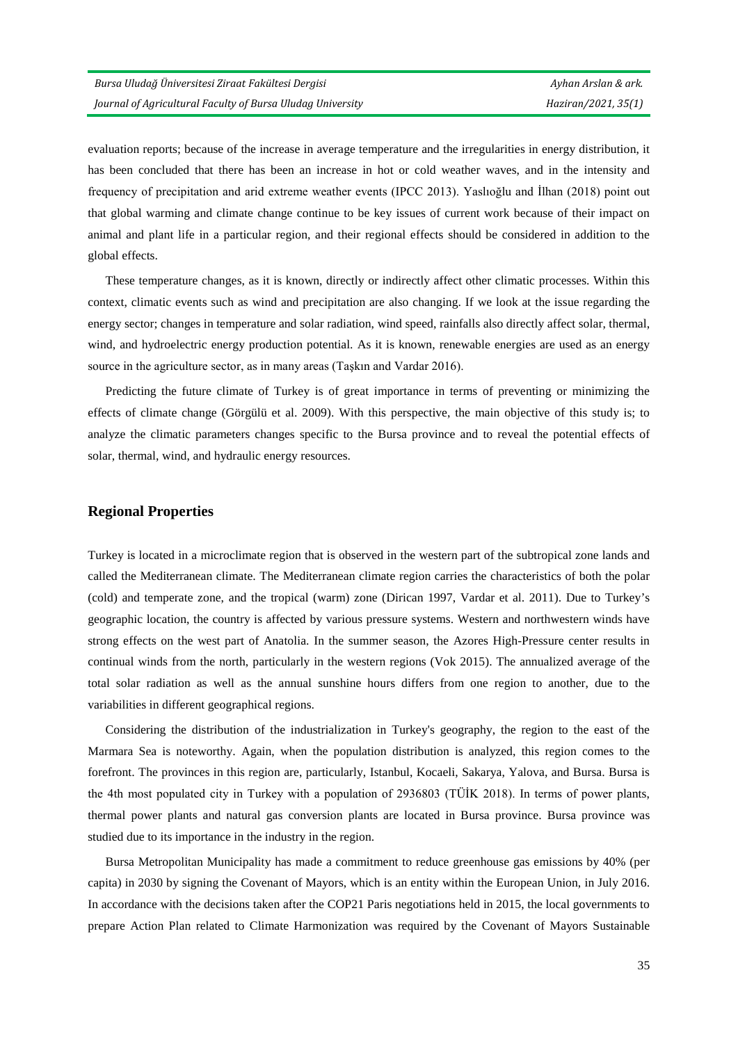evaluation reports; because of the increase in average temperature and the irregularities in energy distribution, it has been concluded that there has been an increase in hot or cold weather waves, and in the intensity and frequency of precipitation and arid extreme weather events (IPCC 2013). Yaslıoğlu and İlhan (2018) point out that global warming and climate change continue to be key issues of current work because of their impact on animal and plant life in a particular region, and their regional effects should be considered in addition to the global effects.

These temperature changes, as it is known, directly or indirectly affect other climatic processes. Within this context, climatic events such as wind and precipitation are also changing. If we look at the issue regarding the energy sector; changes in temperature and solar radiation, wind speed, rainfalls also directly affect solar, thermal, wind, and hydroelectric energy production potential. As it is known, renewable energies are used as an energy source in the agriculture sector, as in many areas (Taşkın and Vardar 2016).

Predicting the future climate of Turkey is of great importance in terms of preventing or minimizing the effects of climate change (Görgülü et al. 2009). With this perspective, the main objective of this study is; to analyze the climatic parameters changes specific to the Bursa province and to reveal the potential effects of solar, thermal, wind, and hydraulic energy resources.

## Regional Properties

Turkey is located in a microclimate region that is observed in the western part of the subtropical zone lands and called the Mediterranean climate. The Mediterranean climate region carries the characteristics of both the polar (cold) and temperate zone, and the tropical (warm) zone (Dirican 1997, Vardar et al. 2011). Due to Turkey's geographic location, the country is affected by various pressure systems. Western and northwestern winds have strong effects on the west part of Anatolia. In the summer season, the Azores High-Pressure center results in continual winds from the north, particularly in the western regions (Vok 2015). The annualized average of the total solar radiation as well as the annual sunshine hours differs from one region to another, due to the variabilities in different geographical regions.

Considering the distribution of the industrialization in Turkey's geography, the region to the east of the Marmara Sea is noteworthy. Again, when the population distribution is analyzed, this region comes to the forefront. The provinces in this region are, particularly, Istanbul, Kocaeli, Sakarya, Yalova, and Bursa. Bursa is the 4th most populated city in Turkey with a population of 2936803 (TÜİK 2018). In terms of power plants, thermal power plants and natural gas conversion plants are located in Bursa province. Bursa province was studied due to its importance in the industry in the region.

Bursa Metropolitan Municipality has made a commitment to reduce greenhouse gas emissions by 40% (per capita) in 2030 by signing the Covenant of Mayors, which is an entity within the European Union, in July 2016. In accordance with the decisions taken after the COP21 Paris negotiations held in 2015, the local governments to prepare Action Plan related to Climate Harmonization was required by the Covenant of Mayors Sustainable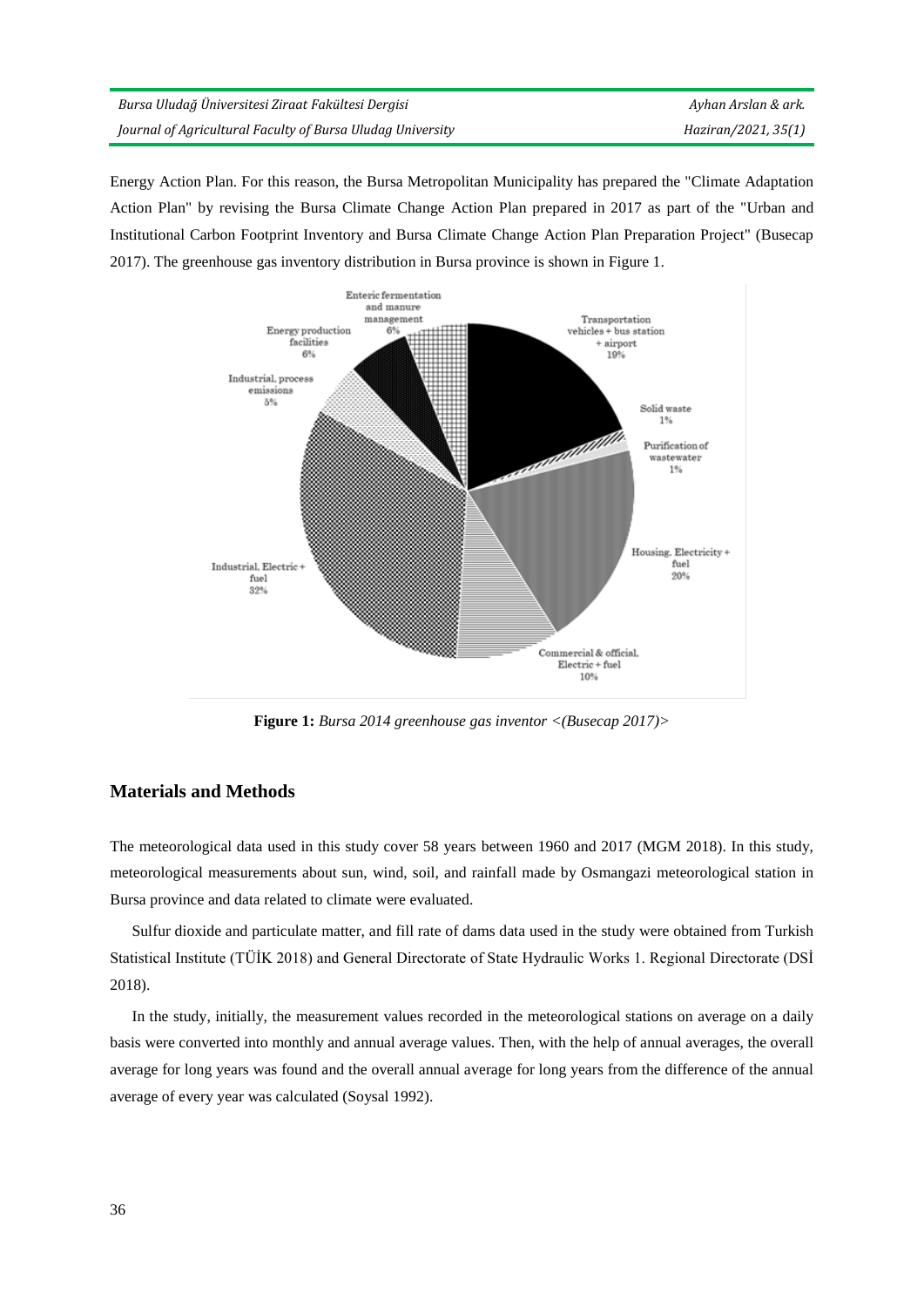Energy Action Plan. For this reason, the Bursa Metropolitan Municipality has prepared the "Climate Adaptation Action Plan" by revising the Bursa Climate Change Action Plan prepared in 2017 as part of the "Urban and Institutional Carbon Footprint Inventory and Bursa Climate Change Action Plan Preparation Project" (Busecap 2017). The greenhouse gas inventory distribution in Bursa province is shown in Figure 1.

**Figure 1:** *Bursa 2014 greenhouse gas inventor <(Busecap 2017)>*

## Materials and Methods

The meteorological data used in this study cover 58 years between 1960 and 2017 (MGM 2018). In this study, meteorological measurements about sun, wind, soil, and rainfall made by Osmangazi meteorological station in Bursa province and data related to climate were evaluated.

Sulfur dioxide and particulate matter, and fill rate of dams data used in the study were obtained from Turkish Statistical Institute (TÜİK 2018) and General Directorate of State Hydraulic Works 1. Regional Directorate (DSİ 2018).

In the study, initially, the measurement values recorded in the meteorological stations on average on a daily basis were converted into monthly and annual average values. Then, with the help of annual averages, the overall average for long years was found and the overall annual average for long years from the difference of the annual average of every year was calculated (Soysal 1992).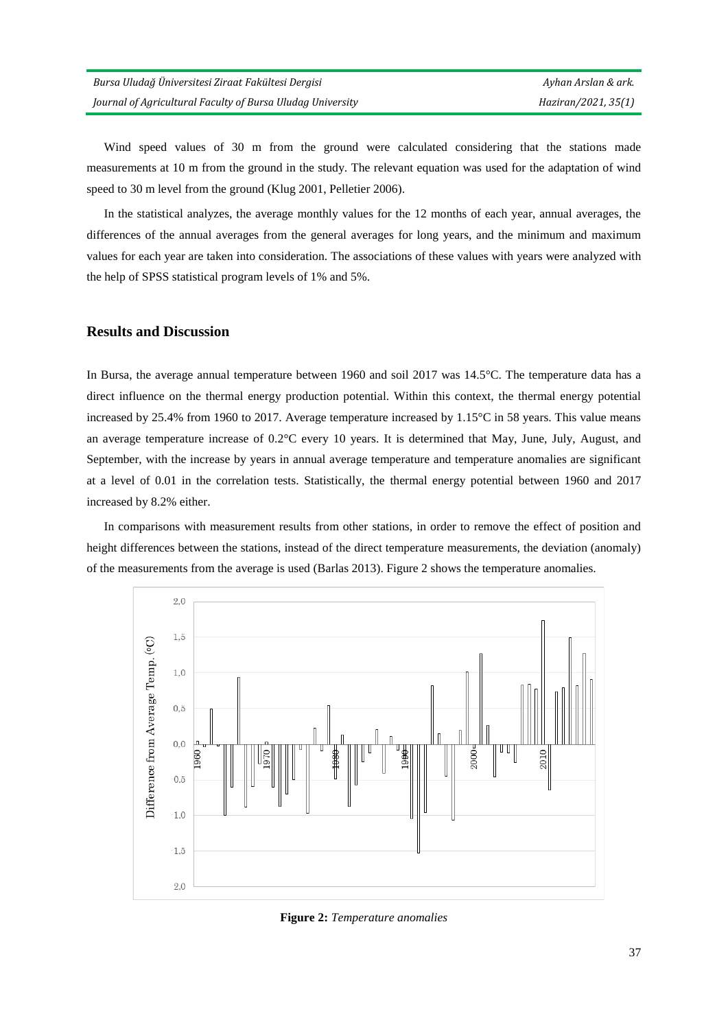Wind speed values of 30 m from the ground were calculated considering that the stations made measurements at 10 m from the ground in the study. The relevant equation was used for the adaptation of wind speed to 30 m level from the ground (Klug 2001, Pelletier 2006).

In the statistical analyzes, the average monthly values for the 12 months of each year, annual averages, the differences of the annual averages from the general averages for long years, and the minimum and maximum values for each year are taken into consideration. The associations of these values with years were analyzed with the help of SPSS statistical program levels of 1% and 5%.

## Results and Discussion

In Bursa, the average annual temperature between 1960 and soil 2017 was 14.5°C. The temperature data has a direct influence on the thermal energy production potential. Within this context, the thermal energy potential increased by 25.4% from 1960 to 2017. Average temperature increased by 1.15°C in 58 years. This value means an average temperature increase of 0.2°C every 10 years. It is determined that May, June, July, August, and September, with the increase by years in annual average temperature and temperature anomalies are significant at a level of 0.01 in the correlation tests. Statistically, the thermal energy potential between 1960 and 2017 increased by 8.2% either.

In comparisons with measurement results from other stations, in order to remove the effect of position and height differences between the stations, instead of the direct temperature measurements, the deviation (anomaly) of the measurements from the average is used (Barlas 2013). Figure 2 shows the temperature anomalies.

**Figure 2:** *Temperature anomalies*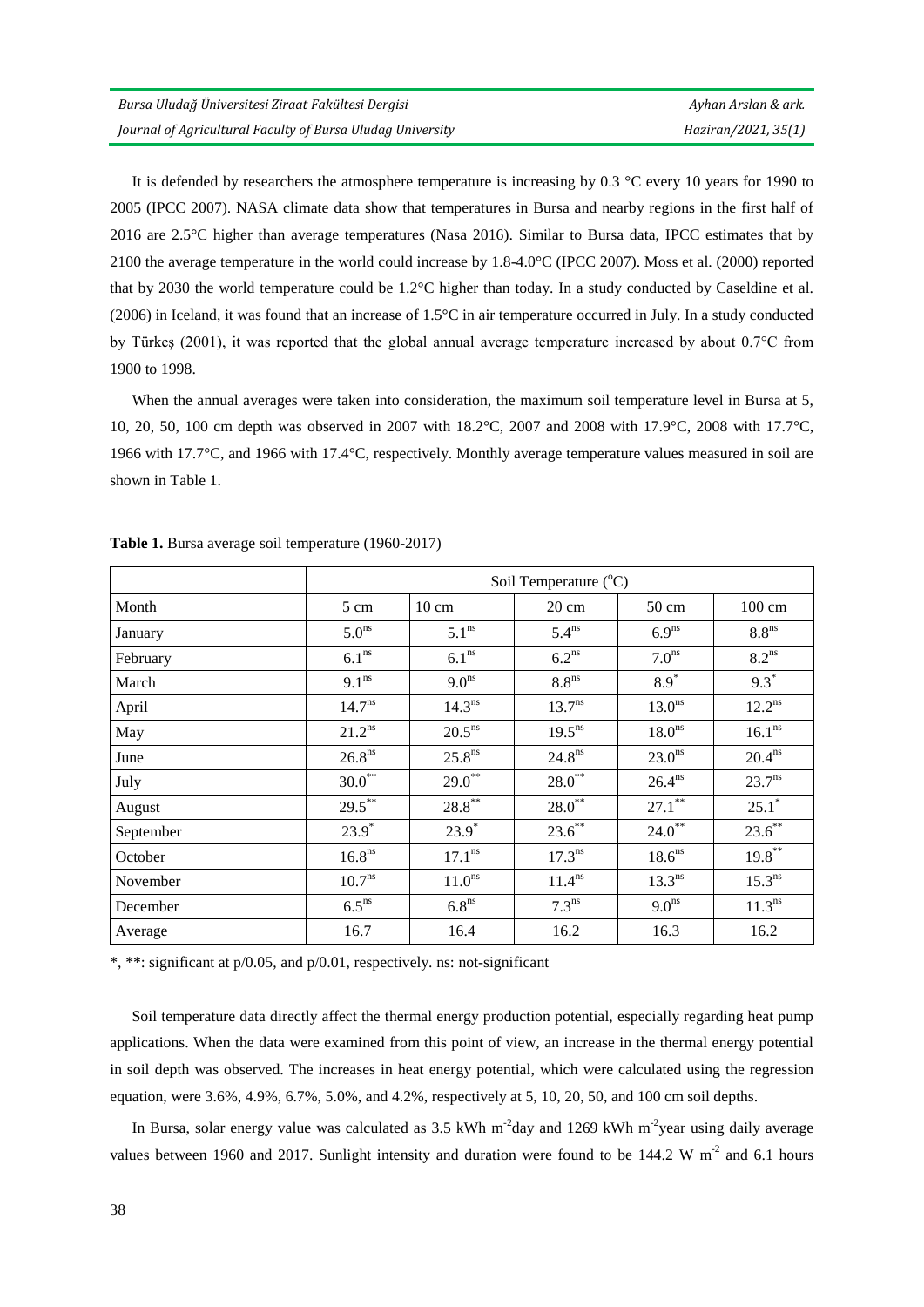It is defended by researchers the atmosphere temperature is increasing by 0.3 °C every 10 years for 1990 to 2005 (IPCC 2007). NASA climate data show that temperatures in Bursa and nearby regions in the first half of 2016 are 2.5°C higher than average temperatures (Nasa 2016). Similar to Bursa data, IPCC estimates that by 2100 the average temperature in the world could increase by 1.8-4.0°C (IPCC 2007). Moss et al. (2000) reported that by 2030 the world temperature could be 1.2°C higher than today. In a study conducted by Caseldine et al. (2006) in Iceland, it was found that an increase of 1.5°C in air temperature occurred in July. In a study conducted by Türkeş (2001), it was reported that the global annual average temperature increased by about 0.7°C from 1900 to 1998.

When the annual averages were taken into consideration, the maximum soil temperature level in Bursa at 5, 10, 20, 50, 100 cm depth was observed in 2007 with 18.2°C, 2007 and 2008 with 17.9°C, 2008 with 17.7°C, 1966 with 17.7°C, and 1966 with 17.4°C, respectively. Monthly average temperature values measured in soil are shown in Table 1.

**Table 1.** Bursa average soil temperature (1960-2017)

| | Soil Temperature ($^{o}$C) | | | | |
|---|---|---|---|---|---|
| Month | 5 cm | 10 cm | 20 cm | 50 cm | 100 cm |
| January | $5.0^{ns}$ | $5.1^{ns}$ | $5.4^{ns}$ | $6.9^{ns}$ | $8.8^{ns}$ |
| February | $6.1^{ns}$ | $6.1^{ns}$ | $6.2^{ns}$ | $7.0^{ns}$ | $8.2^{ns}$ |
| March | $9.1^{ns}$ | $9.0^{ns}$ | $8.8^{ns}$ | $8.9^{*}$ | $9.3^{*}$ |
| April | $14.7^{ns}$ | $14.3^{ns}$ | $13.7^{ns}$ | $13.0^{ns}$ | $12.2^{ns}$ |
| May | $21.2^{ns}$ | $20.5^{ns}$ | $19.5^{ns}$ | $18.0^{ns}$ | $16.1^{ns}$ |
| June | $26.8^{ns}$ | $25.8^{ns}$ | $24.8^{ns}$ | $23.0^{ns}$ | $20.4^{ns}$ |
| July | $30.0^{**}$ | $29.0^{**}$ | $28.0^{**}$ | $26.4^{ns}$ | $23.7^{ns}$ |
| August | $29.5^{**}$ | $28.8^{**}$ | $28.0^{**}$ | $27.1^{**}$ | $25.1^{*}$ |
| September | $23.9^{*}$ | $23.9^{*}$ | $23.6^{**}$ | $24.0^{**}$ | $23.6^{**}$ |
| October | $16.8^{ns}$ | $17.1^{ns}$ | $17.3^{ns}$ | $18.6^{ns}$ | $19.8^{**}$ |
| November | $10.7^{ns}$ | $11.0^{ns}$ | $11.4^{ns}$ | $13.3^{ns}$ | $15.3^{ns}$ |
| December | $6.5^{ns}$ | $6.8^{ns}$ | $7.3^{ns}$ | $9.0^{ns}$ | $11.3^{ns}$ |
| Average | 16.7 | 16.4 | 16.2 | 16.3 | 16.2 |

*, **: significant at p/0.05, and p/0.01, respectively. ns: not-significant

Soil temperature data directly affect the thermal energy production potential, especially regarding heat pump applications. When the data were examined from this point of view, an increase in the thermal energy potential in soil depth was observed. The increases in heat energy potential, which were calculated using the regression equation, were 3.6%, 4.9%, 6.7%, 5.0%, and 4.2%, respectively at 5, 10, 20, 50, and 100 cm soil depths.

In Bursa, solar energy value was calculated as 3.5 kWh $m^{-2}$day and 1269 kWh $m^{-2}$year using daily average values between 1960 and 2017. Sunlight intensity and duration were found to be 144.2 W $m^{-2}$ and 6.1 hours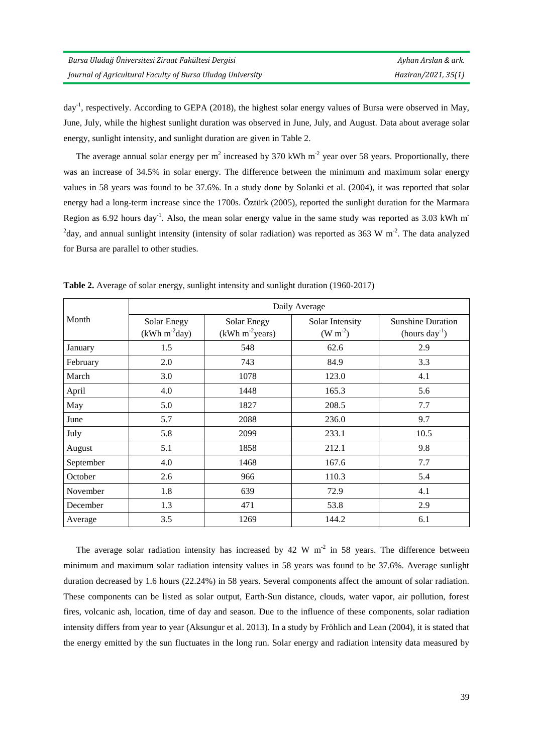day$^{-1}$, respectively. According to GEPA (2018), the highest solar energy values of Bursa were observed in May, June, July, while the highest sunlight duration was observed in June, July, and August. Data about average solar energy, sunlight intensity, and sunlight duration are given in Table 2.

The average annual solar energy per m$^2$ increased by 370 kWh m$^{-2}$ year over 58 years. Proportionally, there was an increase of 34.5% in solar energy. The difference between the minimum and maximum solar energy values in 58 years was found to be 37.6%. In a study done by Solanki et al. (2004), it was reported that solar energy had a long-term increase since the 1700s. Öztürk (2005), reported the sunlight duration for the Marmara Region as 6.92 hours day$^{-1}$. Also, the mean solar energy value in the same study was reported as 3.03 kWh m$^{-2}$day, and annual sunlight intensity (intensity of solar radiation) was reported as 363 W m$^{-2}$. The data analyzed for Bursa are parallel to other studies.

**Table 2.** Average of solar energy, sunlight intensity and sunlight duration (1960-2017)

| Month | Daily Average | | | |
|---|---|---|---|---|
| | Solar Enegy (kWh m$^{-2}$day) | Solar Enegy (kWh m$^{-2}$years) | Solar Intensity (W m$^{-2}$) | Sunshine Duration (hours day$^{-1}$) |
| January | 1.5 | 548 | 62.6 | 2.9 |
| February | 2.0 | 743 | 84.9 | 3.3 |
| March | 3.0 | 1078 | 123.0 | 4.1 |
| April | 4.0 | 1448 | 165.3 | 5.6 |
| May | 5.0 | 1827 | 208.5 | 7.7 |
| June | 5.7 | 2088 | 236.0 | 9.7 |
| July | 5.8 | 2099 | 233.1 | 10.5 |
| August | 5.1 | 1858 | 212.1 | 9.8 |
| September | 4.0 | 1468 | 167.6 | 7.7 |
| October | 2.6 | 966 | 110.3 | 5.4 |
| November | 1.8 | 639 | 72.9 | 4.1 |
| December | 1.3 | 471 | 53.8 | 2.9 |
| Average | 3.5 | 1269 | 144.2 | 6.1 |

The average solar radiation intensity has increased by 42 W m$^{-2}$ in 58 years. The difference between minimum and maximum solar radiation intensity values in 58 years was found to be 37.6%. Average sunlight duration decreased by 1.6 hours (22.24%) in 58 years. Several components affect the amount of solar radiation. These components can be listed as solar output, Earth-Sun distance, clouds, water vapor, air pollution, forest fires, volcanic ash, location, time of day and season. Due to the influence of these components, solar radiation intensity differs from year to year (Aksungur et al. 2013). In a study by Fröhlich and Lean (2004), it is stated that the energy emitted by the sun fluctuates in the long run. Solar energy and radiation intensity data measured by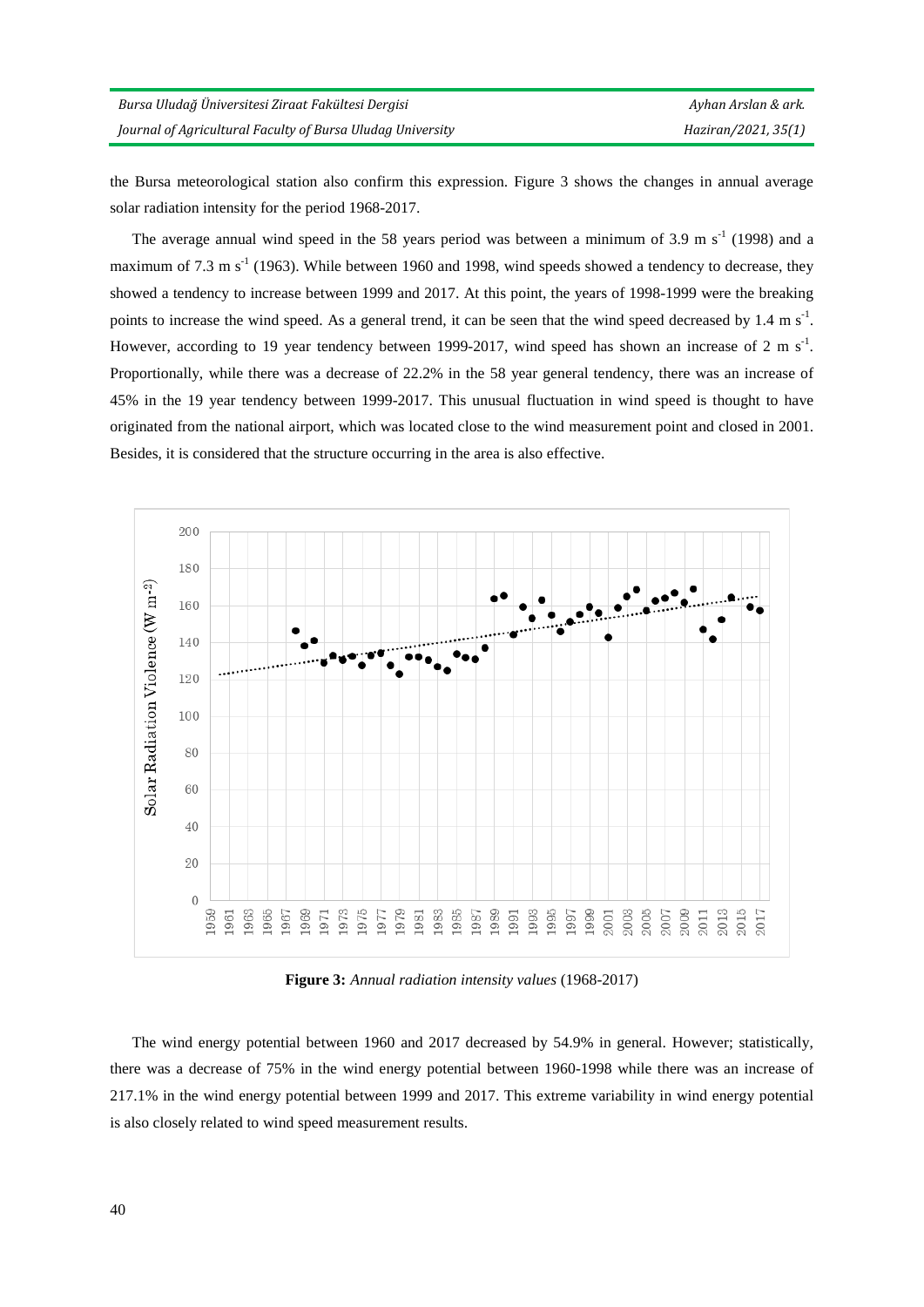the Bursa meteorological station also confirm this expression. Figure 3 shows the changes in annual average solar radiation intensity for the period 1968-2017.

The average annual wind speed in the 58 years period was between a minimum of 3.9 m $s^{-1}$ (1998) and a maximum of 7.3 m $s^{-1}$ (1963). While between 1960 and 1998, wind speeds showed a tendency to decrease, they showed a tendency to increase between 1999 and 2017. At this point, the years of 1998-1999 were the breaking points to increase the wind speed. As a general trend, it can be seen that the wind speed decreased by 1.4 m $s^{-1}$. However, according to 19 year tendency between 1999-2017, wind speed has shown an increase of 2 m $s^{-1}$. Proportionally, while there was a decrease of 22.2% in the 58 year general tendency, there was an increase of 45% in the 19 year tendency between 1999-2017. This unusual fluctuation in wind speed is thought to have originated from the national airport, which was located close to the wind measurement point and closed in 2001. Besides, it is considered that the structure occurring in the area is also effective.

**Figure 3:** *Annual radiation intensity values* (1968-2017)

The wind energy potential between 1960 and 2017 decreased by 54.9% in general. However; statistically, there was a decrease of 75% in the wind energy potential between 1960-1998 while there was an increase of 217.1% in the wind energy potential between 1999 and 2017. This extreme variability in wind energy potential is also closely related to wind speed measurement results.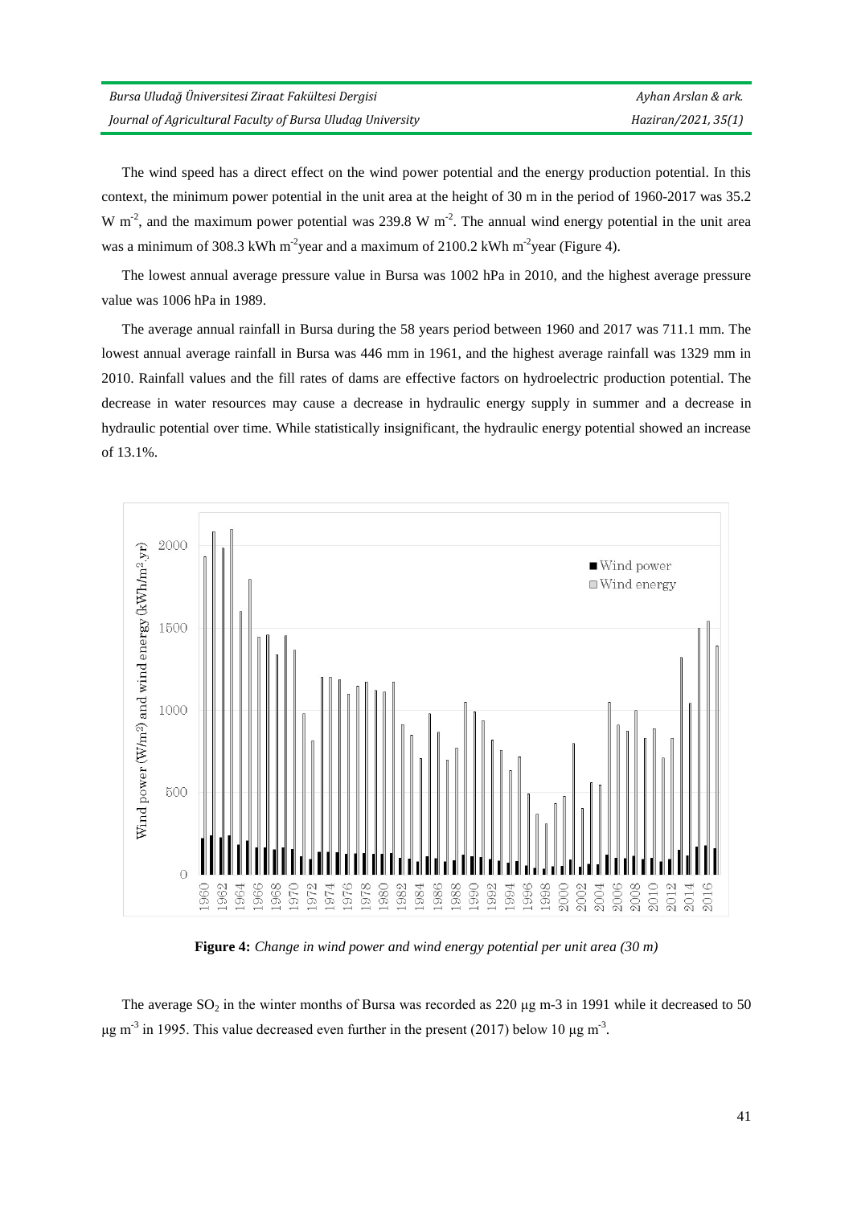The wind speed has a direct effect on the wind power potential and the energy production potential. In this context, the minimum power potential in the unit area at the height of 30 m in the period of 1960-2017 was 35.2 W $m^{-2}$, and the maximum power potential was 239.8 W $m^{-2}$. The annual wind energy potential in the unit area was a minimum of 308.3 kWh $m^{-2}$year and a maximum of 2100.2 kWh $m^{-2}$year (Figure 4).

The lowest annual average pressure value in Bursa was 1002 hPa in 2010, and the highest average pressure value was 1006 hPa in 1989.

The average annual rainfall in Bursa during the 58 years period between 1960 and 2017 was 711.1 mm. The lowest annual average rainfall in Bursa was 446 mm in 1961, and the highest average rainfall was 1329 mm in 2010. Rainfall values and the fill rates of dams are effective factors on hydroelectric production potential. The decrease in water resources may cause a decrease in hydraulic energy supply in summer and a decrease in hydraulic potential over time. While statistically insignificant, the hydraulic energy potential showed an increase of 13.1%.

**Figure 4:** *Change in wind power and wind energy potential per unit area (30 m)*

The average $SO_2$ in the winter months of Bursa was recorded as 220 µg m-3 in 1991 while it decreased to 50 µg $m^{-3}$ in 1995. This value decreased even further in the present (2017) below 10 µg $m^{-3}$.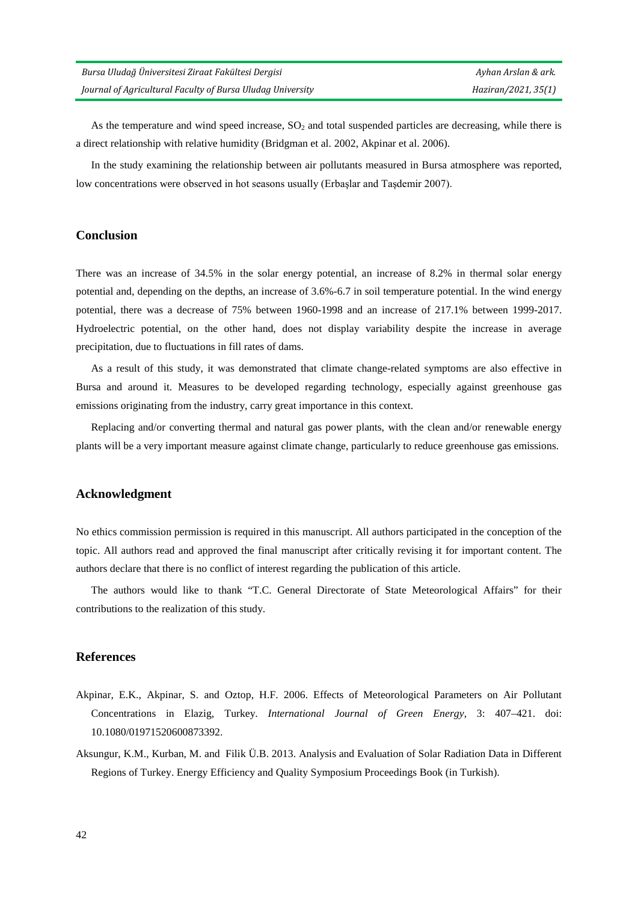As the temperature and wind speed increase, $SO_2$ and total suspended particles are decreasing, while there is a direct relationship with relative humidity (Bridgman et al. 2002, Akpinar et al. 2006).

In the study examining the relationship between air pollutants measured in Bursa atmosphere was reported, low concentrations were observed in hot seasons usually (Erbaşlar and Taşdemir 2007).

## Conclusion

There was an increase of 34.5% in the solar energy potential, an increase of 8.2% in thermal solar energy potential and, depending on the depths, an increase of 3.6%-6.7 in soil temperature potential. In the wind energy potential, there was a decrease of 75% between 1960-1998 and an increase of 217.1% between 1999-2017. Hydroelectric potential, on the other hand, does not display variability despite the increase in average precipitation, due to fluctuations in fill rates of dams.

As a result of this study, it was demonstrated that climate change-related symptoms are also effective in Bursa and around it. Measures to be developed regarding technology, especially against greenhouse gas emissions originating from the industry, carry great importance in this context.

Replacing and/or converting thermal and natural gas power plants, with the clean and/or renewable energy plants will be a very important measure against climate change, particularly to reduce greenhouse gas emissions.

## Acknowledgment

No ethics commission permission is required in this manuscript. All authors participated in the conception of the topic. All authors read and approved the final manuscript after critically revising it for important content. The authors declare that there is no conflict of interest regarding the publication of this article.

The authors would like to thank "T.C. General Directorate of State Meteorological Affairs" for their contributions to the realization of this study.

## References

Akpinar, E.K., Akpinar, S. and Oztop, H.F. 2006. Effects of Meteorological Parameters on Air Pollutant Concentrations in Elazig, Turkey. *International Journal of Green Energy*, 3: 407–421. doi: 10.1080/01971520600873392.

Aksungur, K.M., Kurban, M. and Filik Ü.B. 2013. Analysis and Evaluation of Solar Radiation Data in Different Regions of Turkey. Energy Efficiency and Quality Symposium Proceedings Book (in Turkish).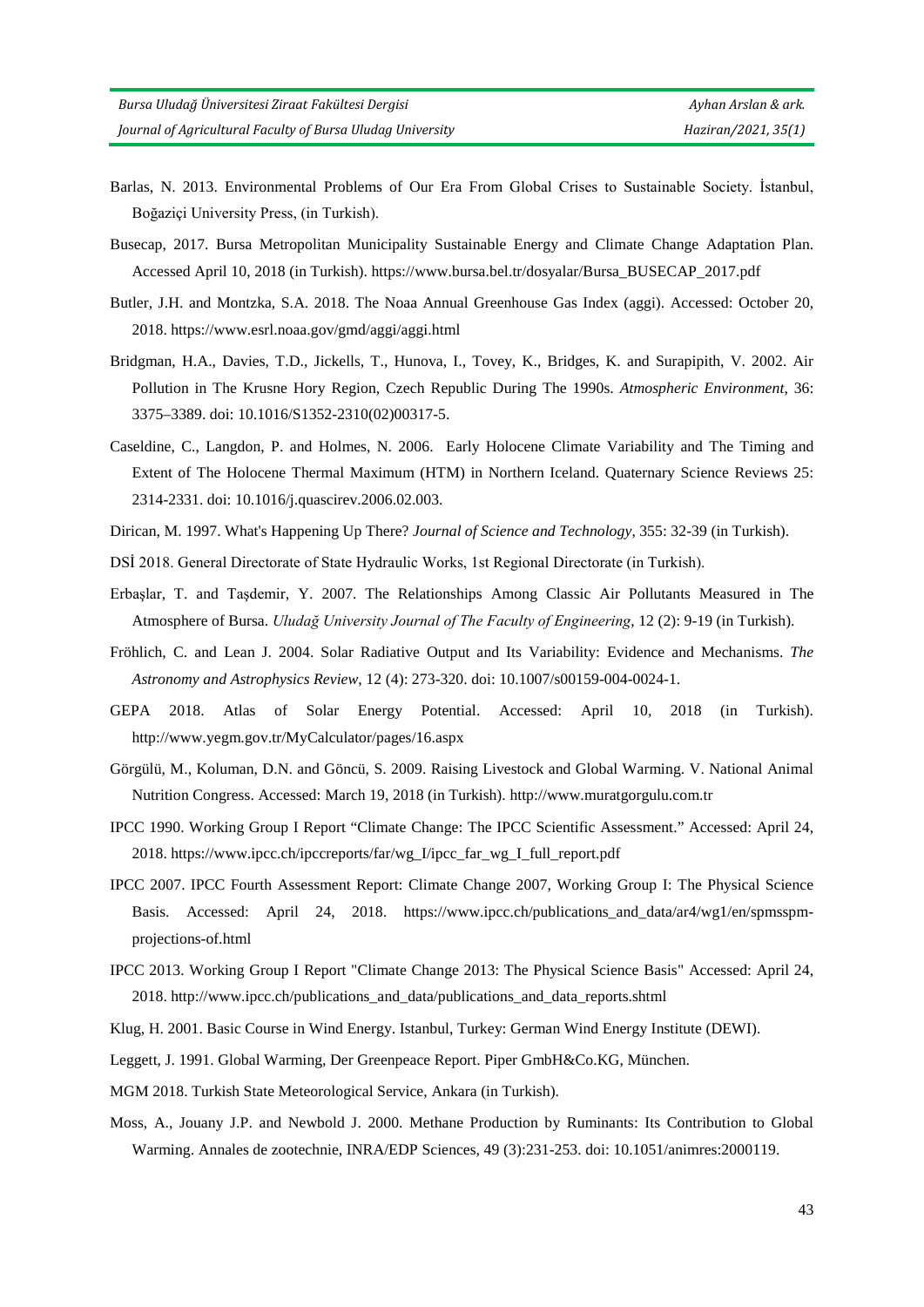Barlas, N. 2013. Environmental Problems of Our Era From Global Crises to Sustainable Society. İstanbul, Boğaziçi University Press, (in Turkish).

Busecap, 2017. Bursa Metropolitan Municipality Sustainable Energy and Climate Change Adaptation Plan. Accessed April 10, 2018 (in Turkish). https://www.bursa.bel.tr/dosyalar/Bursa_BUSECAP_2017.pdf

Butler, J.H. and Montzka, S.A. 2018. The Noaa Annual Greenhouse Gas Index (aggi). Accessed: October 20, 2018. https://www.esrl.noaa.gov/gmd/aggi/aggi.html

Bridgman, H.A., Davies, T.D., Jickells, T., Hunova, I., Tovey, K., Bridges, K. and Surapipith, V. 2002. Air Pollution in The Krusne Hory Region, Czech Republic During The 1990s. *Atmospheric Environment*, 36: 3375–3389. doi: 10.1016/S1352-2310(02)00317-5.

Caseldine, C., Langdon, P. and Holmes, N. 2006. Early Holocene Climate Variability and The Timing and Extent of The Holocene Thermal Maximum (HTM) in Northern Iceland. Quaternary Science Reviews 25: 2314-2331. doi: 10.1016/j.quascirev.2006.02.003.

Dirican, M. 1997. What's Happening Up There? *Journal of Science and Technology*, 355: 32-39 (in Turkish).

DSİ 2018. General Directorate of State Hydraulic Works, 1st Regional Directorate (in Turkish).

Erbaşlar, T. and Taşdemir, Y. 2007. The Relationships Among Classic Air Pollutants Measured in The Atmosphere of Bursa. *Uludağ University Journal of The Faculty of Engineering*, 12 (2): 9-19 (in Turkish).

Fröhlich, C. and Lean J. 2004. Solar Radiative Output and Its Variability: Evidence and Mechanisms. *The Astronomy and Astrophysics Review*, 12 (4): 273-320. doi: 10.1007/s00159-004-0024-1.

GEPA 2018. Atlas of Solar Energy Potential. Accessed: April 10, 2018 (in Turkish). http://www.yegm.gov.tr/MyCalculator/pages/16.aspx

Görgülü, M., Koluman, D.N. and Göncü, S. 2009. Raising Livestock and Global Warming. V. National Animal Nutrition Congress. Accessed: March 19, 2018 (in Turkish). http://www.muratgorgulu.com.tr

IPCC 1990. Working Group I Report "Climate Change: The IPCC Scientific Assessment." Accessed: April 24, 2018. https://www.ipcc.ch/ipccreports/far/wg_I/ipcc_far_wg_I_full_report.pdf

IPCC 2007. IPCC Fourth Assessment Report: Climate Change 2007, Working Group I: The Physical Science Basis. Accessed: April 24, 2018. https://www.ipcc.ch/publications_and_data/ar4/wg1/en/spmsspm-projections-of.html

IPCC 2013. Working Group I Report "Climate Change 2013: The Physical Science Basis" Accessed: April 24, 2018. http://www.ipcc.ch/publications_and_data/publications_and_data_reports.shtml

Klug, H. 2001. Basic Course in Wind Energy. Istanbul, Turkey: German Wind Energy Institute (DEWI).

Leggett, J. 1991. Global Warming, Der Greenpeace Report. Piper GmbH&Co.KG, München.

MGM 2018. Turkish State Meteorological Service, Ankara (in Turkish).

Moss, A., Jouany J.P. and Newbold J. 2000. Methane Production by Ruminants: Its Contribution to Global Warming. Annales de zootechnie, INRA/EDP Sciences, 49 (3):231-253. doi: 10.1051/animres:2000119.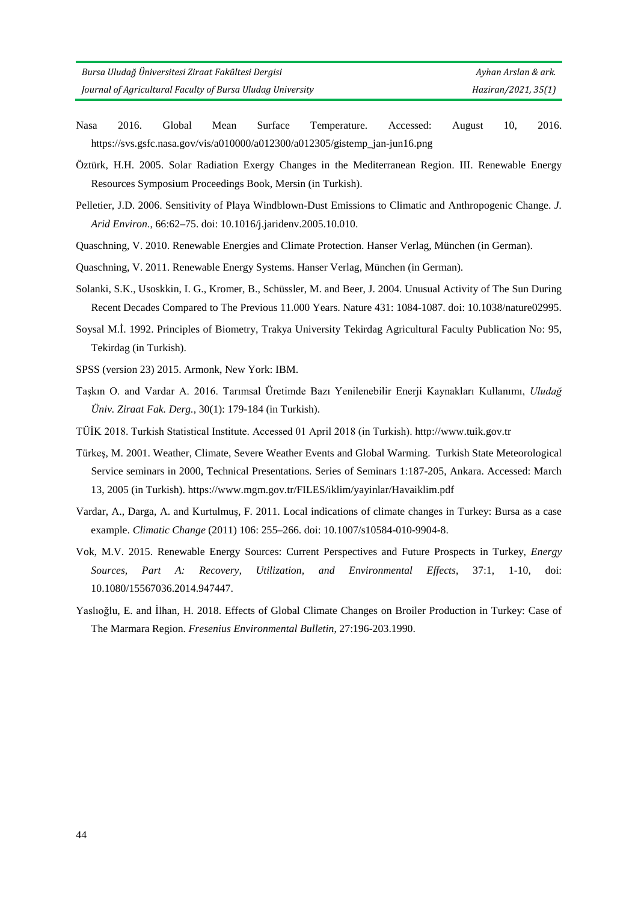Nasa 2016. Global Mean Surface Temperature. Accessed: August 10, 2016. https://svs.gsfc.nasa.gov/vis/a010000/a012300/a012305/gistemp_jan-jun16.png

Öztürk, H.H. 2005. Solar Radiation Exergy Changes in the Mediterranean Region. III. Renewable Energy Resources Symposium Proceedings Book, Mersin (in Turkish).

Pelletier, J.D. 2006. Sensitivity of Playa Windblown-Dust Emissions to Climatic and Anthropogenic Change. *J. Arid Environ.*, 66:62–75. doi: 10.1016/j.jaridenv.2005.10.010.

Quaschning, V. 2010. Renewable Energies and Climate Protection. Hanser Verlag, München (in German).

Quaschning, V. 2011. Renewable Energy Systems. Hanser Verlag, München (in German).

Solanki, S.K., Usoskkin, I. G., Kromer, B., Schüssler, M. and Beer, J. 2004. Unusual Activity of The Sun During Recent Decades Compared to The Previous 11.000 Years. Nature 431: 1084-1087. doi: 10.1038/nature02995.

Soysal M.İ. 1992. Principles of Biometry, Trakya University Tekirdag Agricultural Faculty Publication No: 95, Tekirdag (in Turkish).

SPSS (version 23) 2015. Armonk, New York: IBM.

Taşkın O. and Vardar A. 2016. Tarımsal Üretimde Bazı Yenilenebilir Enerji Kaynakları Kullanımı, *Uludağ Üniv. Ziraat Fak. Derg.*, 30(1): 179-184 (in Turkish).

TÜİK 2018. Turkish Statistical Institute. Accessed 01 April 2018 (in Turkish). http://www.tuik.gov.tr

Türkeş, M. 2001. Weather, Climate, Severe Weather Events and Global Warming. Turkish State Meteorological Service seminars in 2000, Technical Presentations. Series of Seminars 1:187-205, Ankara. Accessed: March 13, 2005 (in Turkish). https://www.mgm.gov.tr/FILES/iklim/yayinlar/Havaiklim.pdf

Vardar, A., Darga, A. and Kurtulmuş, F. 2011. Local indications of climate changes in Turkey: Bursa as a case example. *Climatic Change* (2011) 106: 255–266. doi: 10.1007/s10584-010-9904-8.

Vok, M.V. 2015. Renewable Energy Sources: Current Perspectives and Future Prospects in Turkey, *Energy Sources, Part A: Recovery, Utilization, and Environmental Effects*, 37:1, 1-10, doi: 10.1080/15567036.2014.947447.

Yaslıoğlu, E. and İlhan, H. 2018. Effects of Global Climate Changes on Broiler Production in Turkey: Case of The Marmara Region. *Fresenius Environmental Bulletin*, 27:196-203.1990.